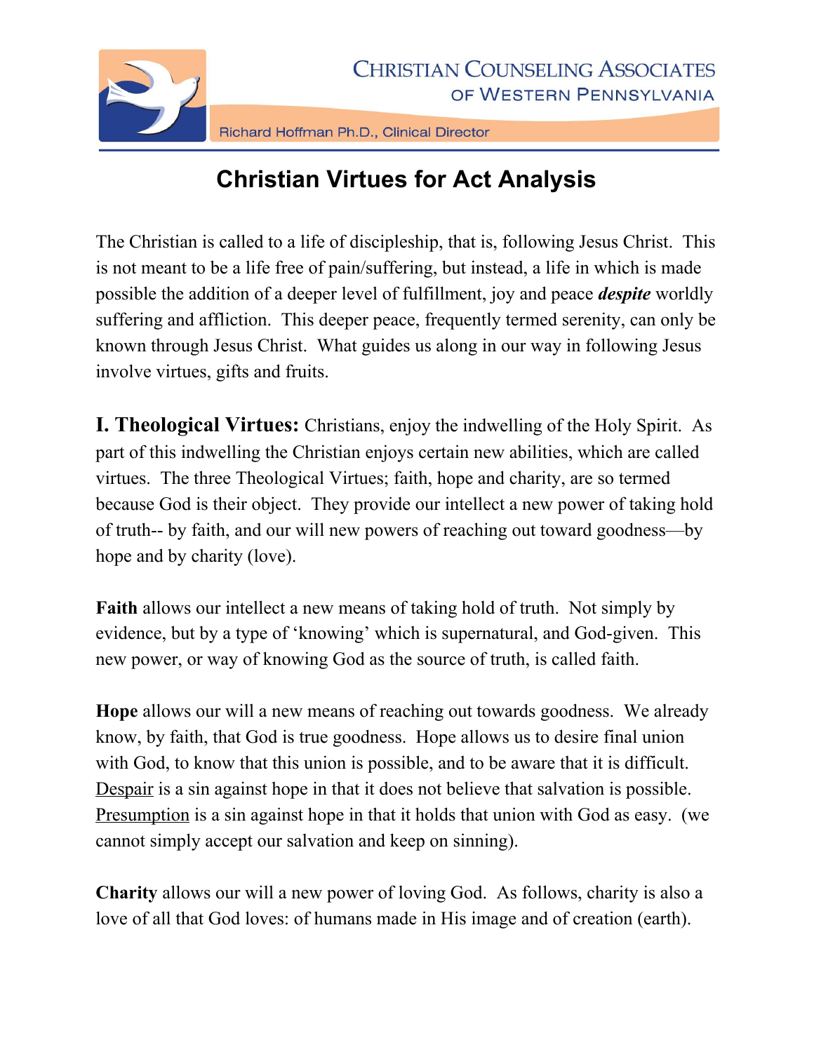Christian Counseling Associates of Western Pennsylvania

Richard Hoffman Ph.D., Clinical Director

# Christian Virtues for Act Analysis

The Christian is called to a life of discipleship, that is, following Jesus Christ. This is not meant to be a life free of pain/suffering, but instead, a life in which is made possible the addition of a deeper level of fulfillment, joy and peace ***despite*** worldly suffering and affliction. This deeper peace, frequently termed serenity, can only be known through Jesus Christ. What guides us along in our way in following Jesus involve virtues, gifts and fruits.

**I. Theological Virtues:** Christians, enjoy the indwelling of the Holy Spirit. As part of this indwelling the Christian enjoys certain new abilities, which are called virtues. The three Theological Virtues; faith, hope and charity, are so termed because God is their object. They provide our intellect a new power of taking hold of truth-- by faith, and our will new powers of reaching out toward goodness—by hope and by charity (love).

**Faith** allows our intellect a new means of taking hold of truth. Not simply by evidence, but by a type of 'knowing' which is supernatural, and God-given. This new power, or way of knowing God as the source of truth, is called faith.

**Hope** allows our will a new means of reaching out towards goodness. We already know, by faith, that God is true goodness. Hope allows us to desire final union with God, to know that this union is possible, and to be aware that it is difficult. <u>Despair</u> is a sin against hope in that it does not believe that salvation is possible. <u>Presumption</u> is a sin against hope in that it holds that union with God as easy. (we cannot simply accept our salvation and keep on sinning).

**Charity** allows our will a new power of loving God. As follows, charity is also a love of all that God loves: of humans made in His image and of creation (earth).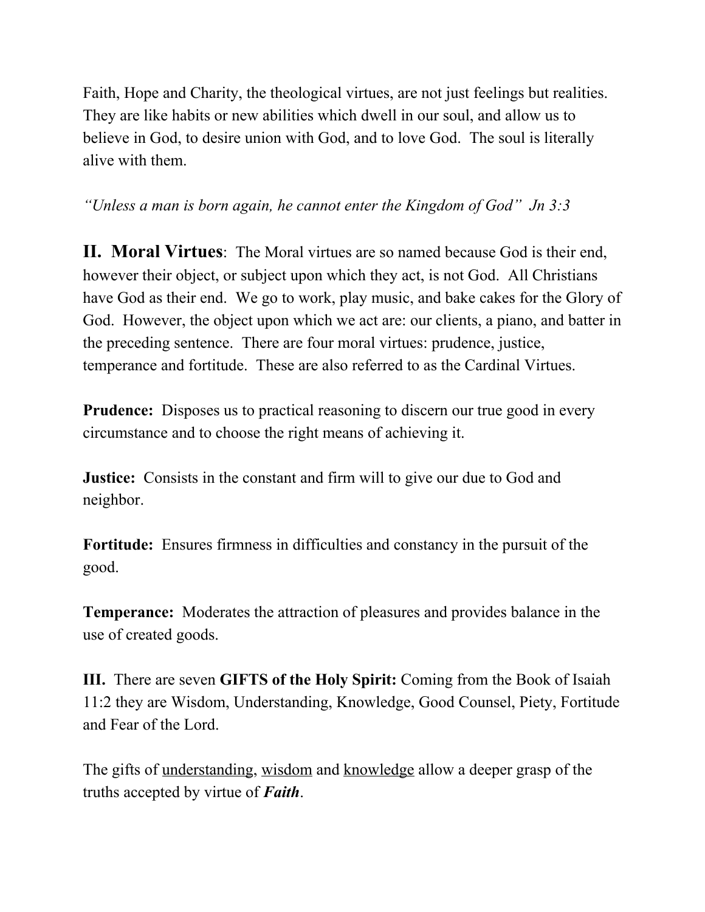Faith, Hope and Charity, the theological virtues, are not just feelings but realities. They are like habits or new abilities which dwell in our soul, and allow us to believe in God, to desire union with God, and to love God. The soul is literally alive with them.

*"Unless a man is born again, he cannot enter the Kingdom of God" Jn 3:3*

## II. Moral Virtues

**II. Moral Virtues**: The Moral virtues are so named because God is their end, however their object, or subject upon which they act, is not God. All Christians have God as their end. We go to work, play music, and bake cakes for the Glory of God. However, the object upon which we act are: our clients, a piano, and batter in the preceding sentence. There are four moral virtues: prudence, justice, temperance and fortitude. These are also referred to as the Cardinal Virtues.

**Prudence:** Disposes us to practical reasoning to discern our true good in every circumstance and to choose the right means of achieving it.

**Justice:** Consists in the constant and firm will to give our due to God and neighbor.

**Fortitude:** Ensures firmness in difficulties and constancy in the pursuit of the good.

**Temperance:** Moderates the attraction of pleasures and provides balance in the use of created goods.

**III.** There are seven **GIFTS of the Holy Spirit:** Coming from the Book of Isaiah 11:2 they are Wisdom, Understanding, Knowledge, Good Counsel, Piety, Fortitude and Fear of the Lord.

The gifts of <u>understanding</u>, <u>wisdom</u> and <u>knowledge</u> allow a deeper grasp of the truths accepted by virtue of ***Faith***.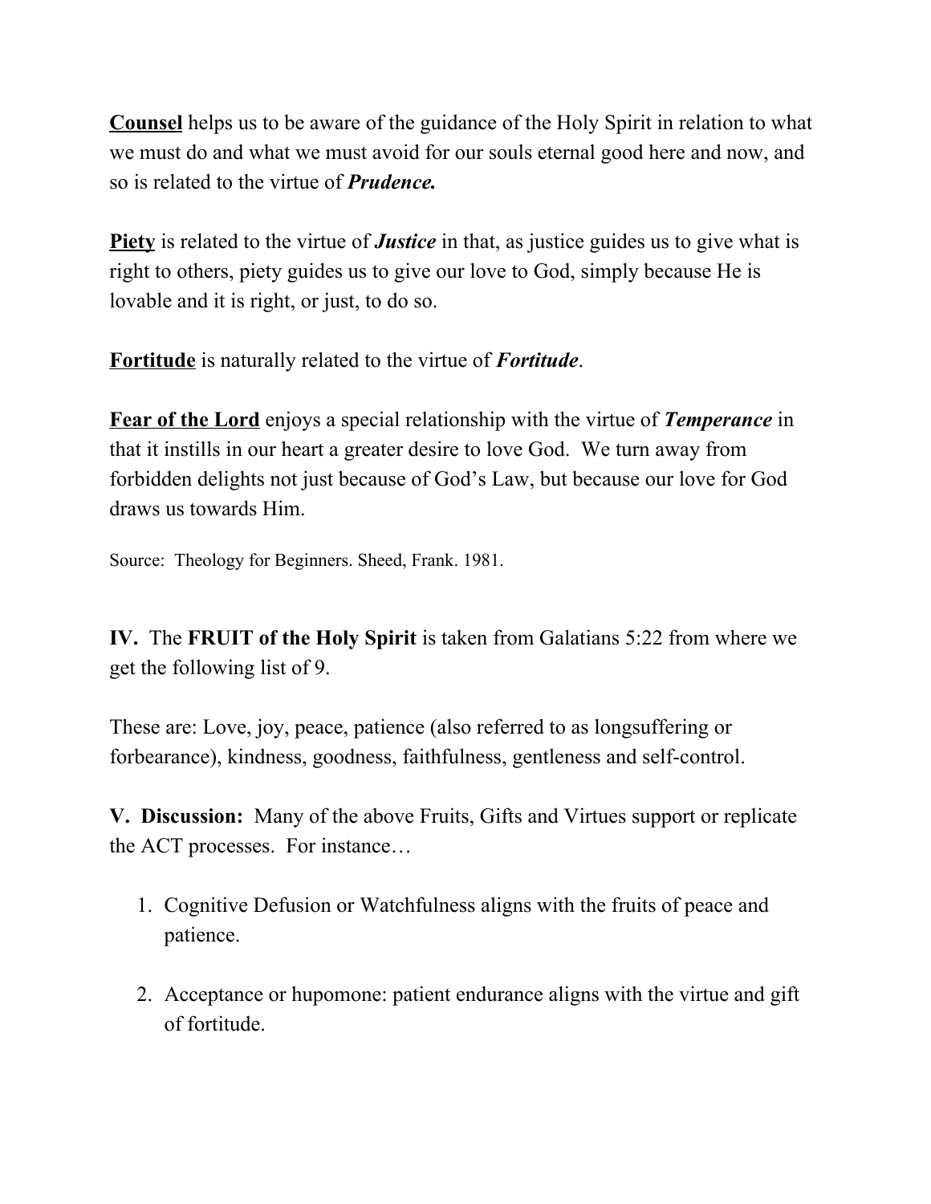**<u>Counsel</u>** helps us to be aware of the guidance of the Holy Spirit in relation to what we must do and what we must avoid for our souls eternal good here and now, and so is related to the virtue of ***Prudence.***

**<u>Piety</u>** is related to the virtue of ***Justice*** in that, as justice guides us to give what is right to others, piety guides us to give our love to God, simply because He is lovable and it is right, or just, to do so.

**<u>Fortitude</u>** is naturally related to the virtue of ***Fortitude***.

**<u>Fear of the Lord</u>** enjoys a special relationship with the virtue of ***Temperance*** in that it instills in our heart a greater desire to love God. We turn away from forbidden delights not just because of God's Law, but because our love for God draws us towards Him.

Source: Theology for Beginners. Sheed, Frank. 1981.

**IV.** The **FRUIT of the Holy Spirit** is taken from Galatians 5:22 from where we get the following list of 9.

These are: Love, joy, peace, patience (also referred to as longsuffering or forbearance), kindness, goodness, faithfulness, gentleness and self-control.

**V. Discussion:** Many of the above Fruits, Gifts and Virtues support or replicate the ACT processes. For instance…

1. Cognitive Defusion or Watchfulness aligns with the fruits of peace and patience.

2. Acceptance or hupomone: patient endurance aligns with the virtue and gift of fortitude.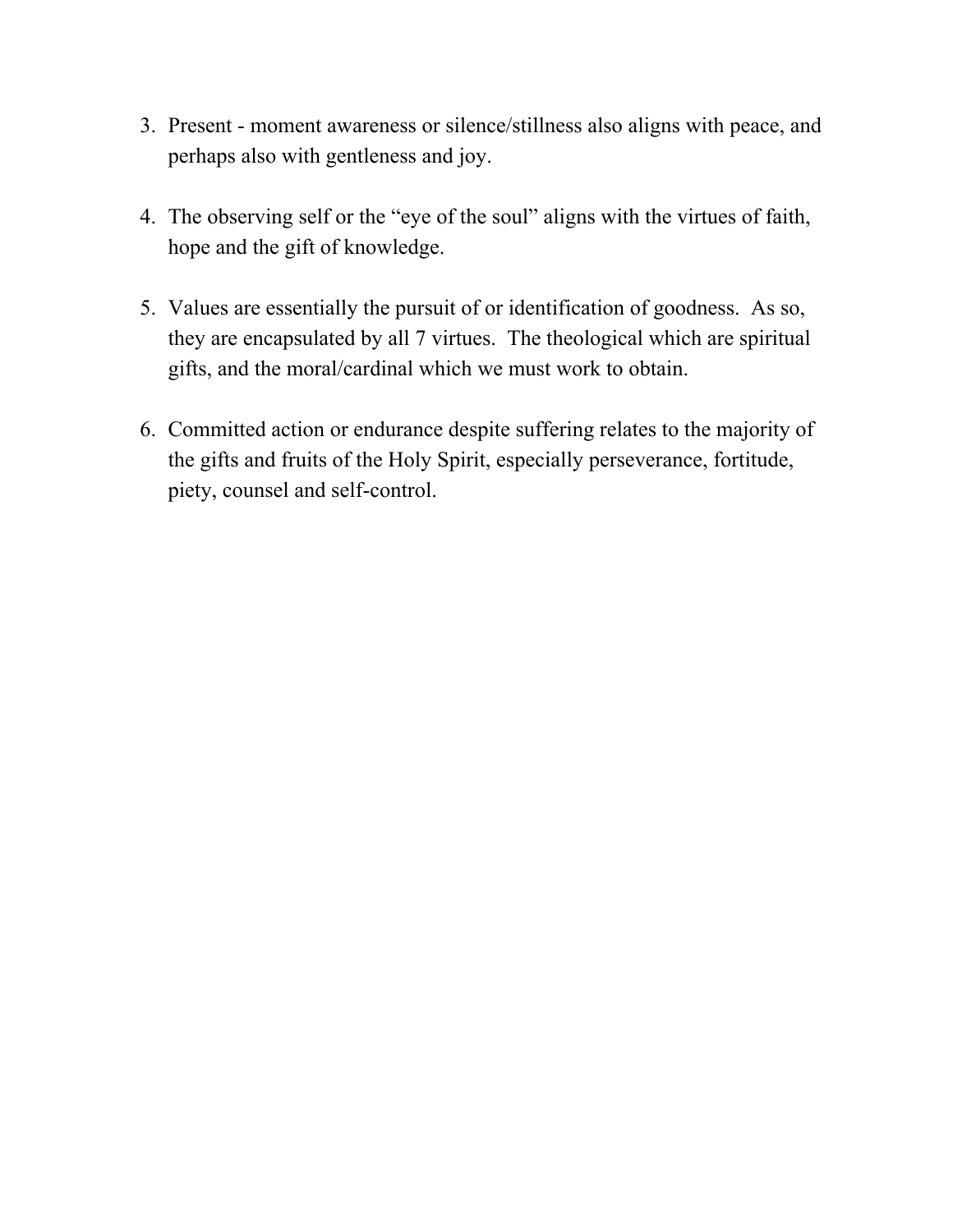3. Present - moment awareness or silence/stillness also aligns with peace, and perhaps also with gentleness and joy.

4. The observing self or the "eye of the soul" aligns with the virtues of faith, hope and the gift of knowledge.

5. Values are essentially the pursuit of or identification of goodness. As so, they are encapsulated by all 7 virtues. The theological which are spiritual gifts, and the moral/cardinal which we must work to obtain.

6. Committed action or endurance despite suffering relates to the majority of the gifts and fruits of the Holy Spirit, especially perseverance, fortitude, piety, counsel and self-control.